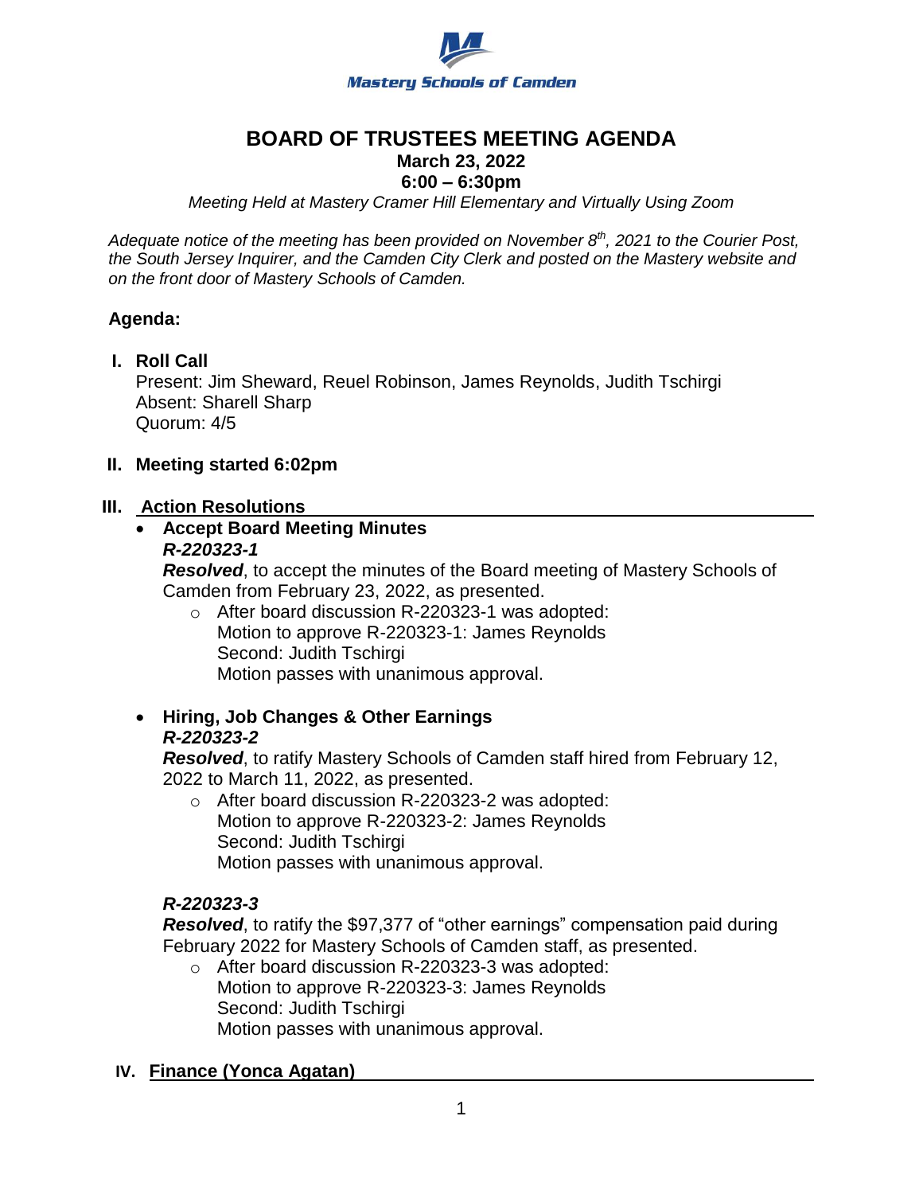Mastery Schools of Camden

# BOARD OF TRUSTEES MEETING AGENDA

**March 23, 2022**
**6:00 – 6:30pm**

*Meeting Held at Mastery Cramer Hill Elementary and Virtually Using Zoom*

*Adequate notice of the meeting has been provided on November 8th, 2021 to the Courier Post, the South Jersey Inquirer, and the Camden City Clerk and posted on the Mastery website and on the front door of Mastery Schools of Camden.*

## Agenda:

### I. Roll Call

Present: Jim Sheward, Reuel Robinson, James Reynolds, Judith Tschirgi
Absent: Sharell Sharp
Quorum: 4/5

### II. Meeting started 6:02pm

### III. Action Resolutions

- **Accept Board Meeting Minutes**
  ***R-220323-1***
  ***Resolved***, to accept the minutes of the Board meeting of Mastery Schools of Camden from February 23, 2022, as presented.
  - After board discussion R-220323-1 was adopted:
    Motion to approve R-220323-1: James Reynolds
    Second: Judith Tschirgi
    Motion passes with unanimous approval.

- **Hiring, Job Changes & Other Earnings**
  ***R-220323-2***
  ***Resolved***, to ratify Mastery Schools of Camden staff hired from February 12, 2022 to March 11, 2022, as presented.
  - After board discussion R-220323-2 was adopted:
    Motion to approve R-220323-2: James Reynolds
    Second: Judith Tschirgi
    Motion passes with unanimous approval.

  ***R-220323-3***
  ***Resolved***, to ratify the $97,377 of "other earnings" compensation paid during February 2022 for Mastery Schools of Camden staff, as presented.
  - After board discussion R-220323-3 was adopted:
    Motion to approve R-220323-3: James Reynolds
    Second: Judith Tschirgi
    Motion passes with unanimous approval.

### IV. Finance (Yonca Agatan)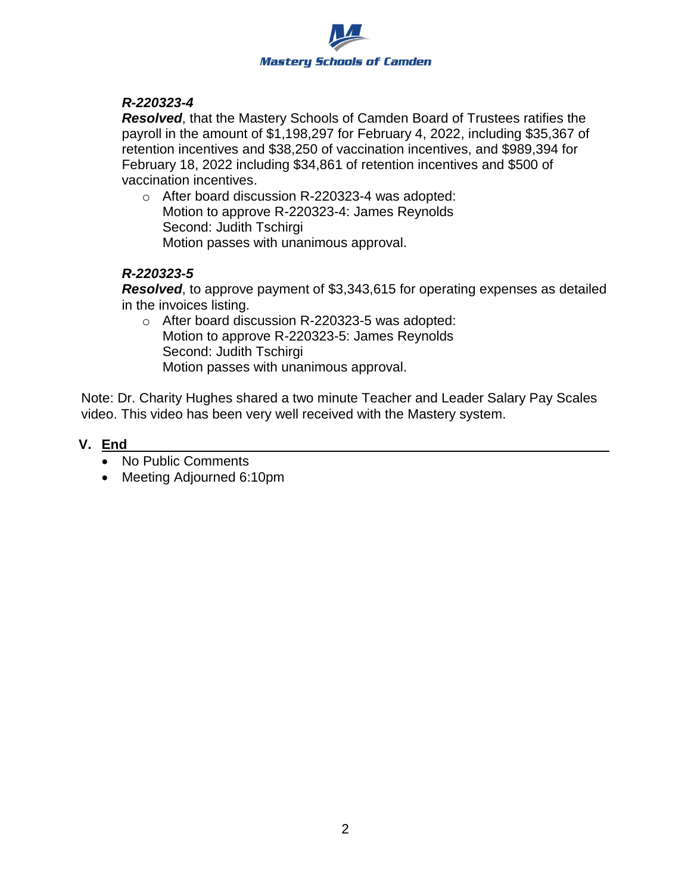***R-220323-4***

***Resolved***, that the Mastery Schools of Camden Board of Trustees ratifies the payroll in the amount of $1,198,297 for February 4, 2022, including $35,367 of retention incentives and $38,250 of vaccination incentives, and $989,394 for February 18, 2022 including $34,861 of retention incentives and $500 of vaccination incentives.

- After board discussion R-220323-4 was adopted:
  Motion to approve R-220323-4: James Reynolds
  Second: Judith Tschirgi
  Motion passes with unanimous approval.

***R-220323-5***

***Resolved***, to approve payment of $3,343,615 for operating expenses as detailed in the invoices listing.

- After board discussion R-220323-5 was adopted:
  Motion to approve R-220323-5: James Reynolds
  Second: Judith Tschirgi
  Motion passes with unanimous approval.

Note: Dr. Charity Hughes shared a two minute Teacher and Leader Salary Pay Scales video. This video has been very well received with the Mastery system.

## V. End

- No Public Comments
- Meeting Adjourned 6:10pm